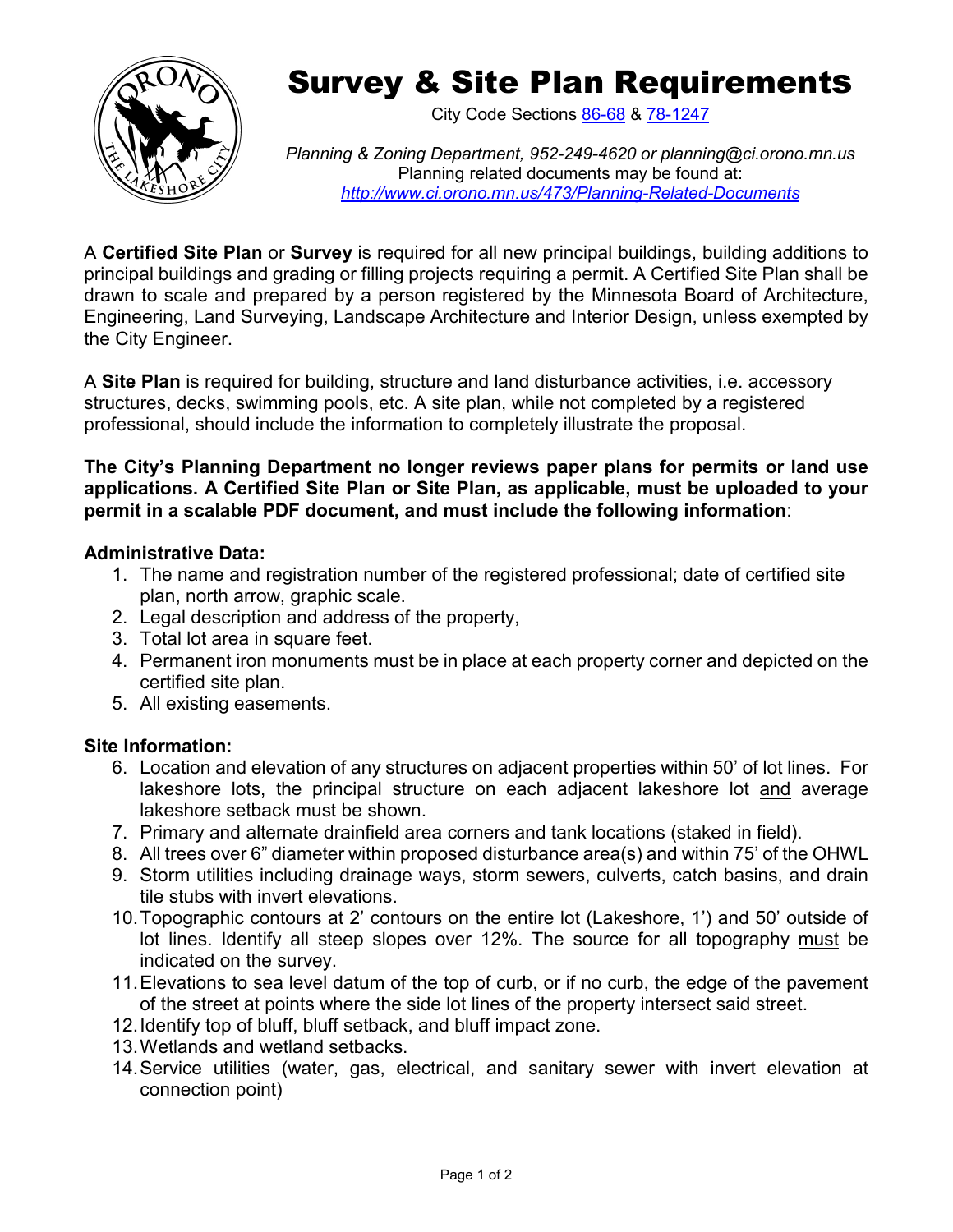# Survey & Site Plan Requirements

City Code Sections [86-68](86-68) & [78-1247](78-1247)

*Planning & Zoning Department, 952-249-4620 or planning@ci.orono.mn.us*
Planning related documents may be found at:
*[http://www.ci.orono.mn.us/473/Planning-Related-Documents](http://www.ci.orono.mn.us/473/Planning-Related-Documents)*

A **Certified Site Plan** or **Survey** is required for all new principal buildings, building additions to principal buildings and grading or filling projects requiring a permit. A Certified Site Plan shall be drawn to scale and prepared by a person registered by the Minnesota Board of Architecture, Engineering, Land Surveying, Landscape Architecture and Interior Design, unless exempted by the City Engineer.

A **Site Plan** is required for building, structure and land disturbance activities, i.e. accessory structures, decks, swimming pools, etc. A site plan, while not completed by a registered professional, should include the information to completely illustrate the proposal.

**The City's Planning Department no longer reviews paper plans for permits or land use applications. A Certified Site Plan or Site Plan, as applicable, must be uploaded to your permit in a scalable PDF document, and must include the following information**:

**Administrative Data:**

1. The name and registration number of the registered professional; date of certified site plan, north arrow, graphic scale.
2. Legal description and address of the property,
3. Total lot area in square feet.
4. Permanent iron monuments must be in place at each property corner and depicted on the certified site plan.
5. All existing easements.

**Site Information:**

6. Location and elevation of any structures on adjacent properties within 50' of lot lines. For lakeshore lots, the principal structure on each adjacent lakeshore lot and average lakeshore setback must be shown.
7. Primary and alternate drainfield area corners and tank locations (staked in field).
8. All trees over 6" diameter within proposed disturbance area(s) and within 75' of the OHWL
9. Storm utilities including drainage ways, storm sewers, culverts, catch basins, and drain tile stubs with invert elevations.
10. Topographic contours at 2' contours on the entire lot (Lakeshore, 1') and 50' outside of lot lines. Identify all steep slopes over 12%. The source for all topography must be indicated on the survey.
11. Elevations to sea level datum of the top of curb, or if no curb, the edge of the pavement of the street at points where the side lot lines of the property intersect said street.
12. Identify top of bluff, bluff setback, and bluff impact zone.
13. Wetlands and wetland setbacks.
14. Service utilities (water, gas, electrical, and sanitary sewer with invert elevation at connection point)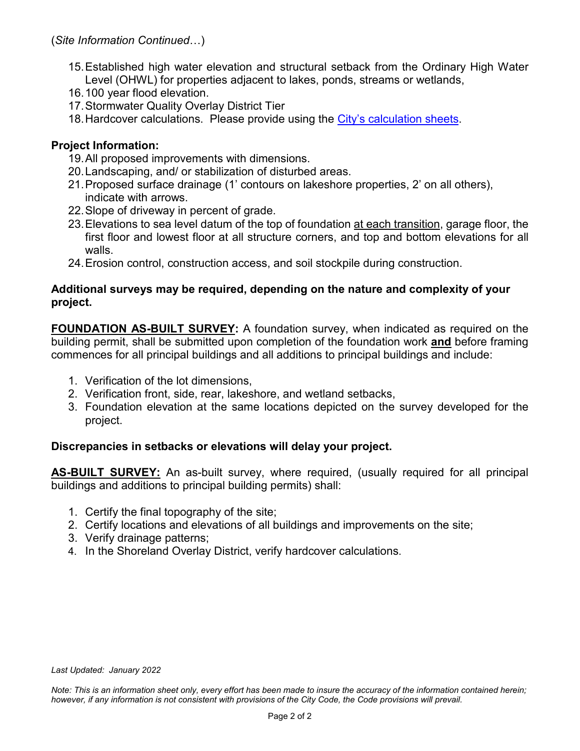(*Site Information Continued*…)

15. Established high water elevation and structural setback from the Ordinary High Water Level (OHWL) for properties adjacent to lakes, ponds, streams or wetlands,
16. 100 year flood elevation.
17. Stormwater Quality Overlay District Tier
18. Hardcover calculations. Please provide using the City's calculation sheets.

**Project Information:**

19. All proposed improvements with dimensions.
20. Landscaping, and/ or stabilization of disturbed areas.
21. Proposed surface drainage (1' contours on lakeshore properties, 2' on all others), indicate with arrows.
22. Slope of driveway in percent of grade.
23. Elevations to sea level datum of the top of foundation <u>at each transition</u>, garage floor, the first floor and lowest floor at all structure corners, and top and bottom elevations for all walls.
24. Erosion control, construction access, and soil stockpile during construction.

**Additional surveys may be required, depending on the nature and complexity of your project.**

**<u>FOUNDATION AS-BUILT SURVEY</u>:** A foundation survey, when indicated as required on the building permit, shall be submitted upon completion of the foundation work **<u>and</u>** before framing commences for all principal buildings and all additions to principal buildings and include:

1. Verification of the lot dimensions,
2. Verification front, side, rear, lakeshore, and wetland setbacks,
3. Foundation elevation at the same locations depicted on the survey developed for the project.

**Discrepancies in setbacks or elevations will delay your project.**

**<u>AS-BUILT SURVEY</u>:** An as-built survey, where required, (usually required for all principal buildings and additions to principal building permits) shall:

1. Certify the final topography of the site;
2. Certify locations and elevations of all buildings and improvements on the site;
3. Verify drainage patterns;
4. In the Shoreland Overlay District, verify hardcover calculations.

*Last Updated: January 2022*

*Note: This is an information sheet only, every effort has been made to insure the accuracy of the information contained herein; however, if any information is not consistent with provisions of the City Code, the Code provisions will prevail.*